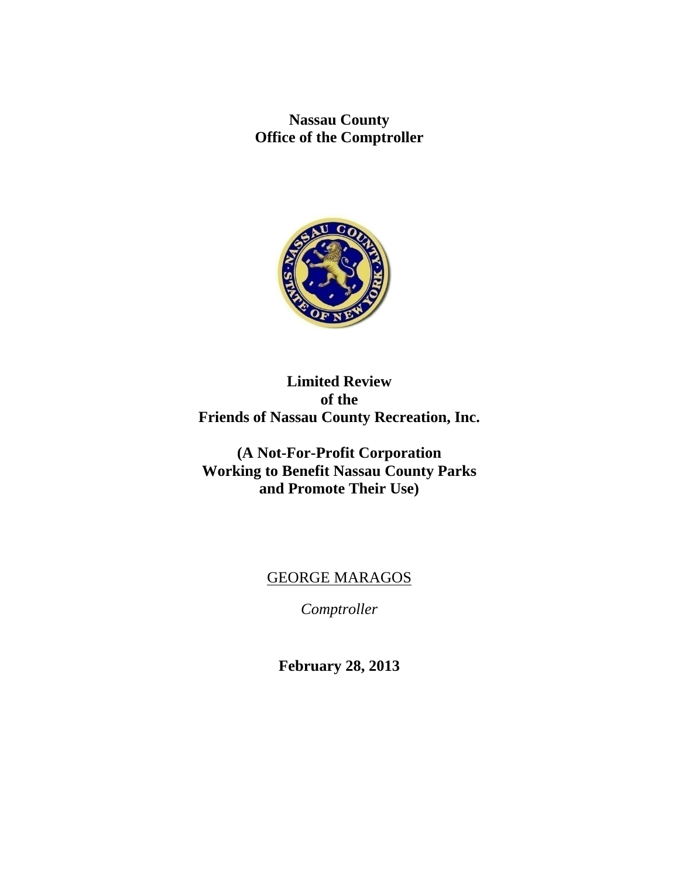**Nassau County**
**Office of the Comptroller**

# Limited Review of the Friends of Nassau County Recreation, Inc.

**(A Not-For-Profit Corporation Working to Benefit Nassau County Parks and Promote Their Use)**

GEORGE MARAGOS

*Comptroller*

**February 28, 2013**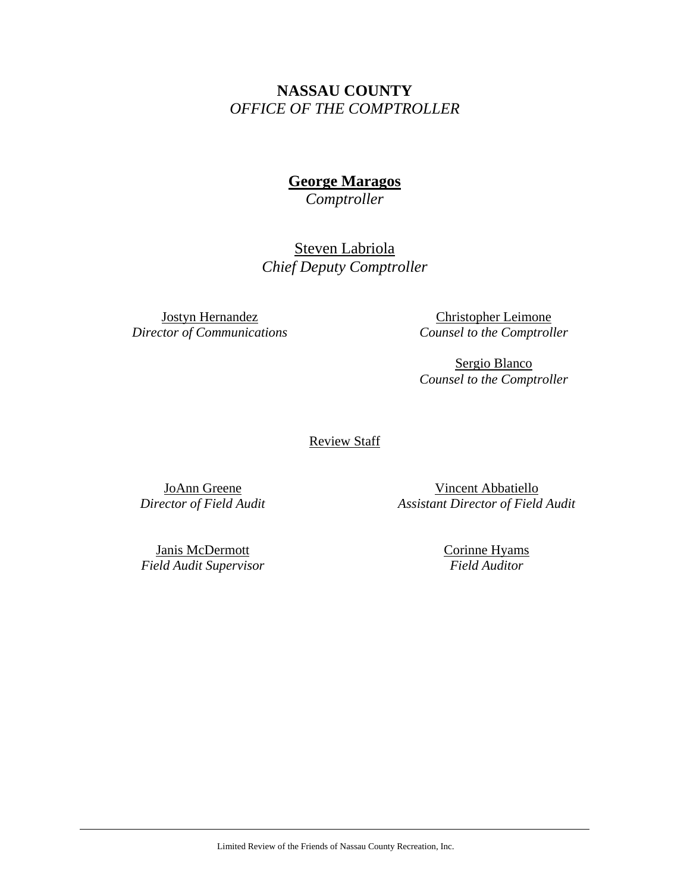**NASSAU COUNTY**
*OFFICE OF THE COMPTROLLER*

**George Maragos**
*Comptroller*

Steven Labriola
*Chief Deputy Comptroller*

Jostyn Hernandez
*Director of Communications*

Christopher Leimone
*Counsel to the Comptroller*

Sergio Blanco
*Counsel to the Comptroller*

Review Staff

JoAnn Greene
*Director of Field Audit*

Vincent Abbatiello
*Assistant Director of Field Audit*

Janis McDermott
*Field Audit Supervisor*

Corinne Hyams
*Field Auditor*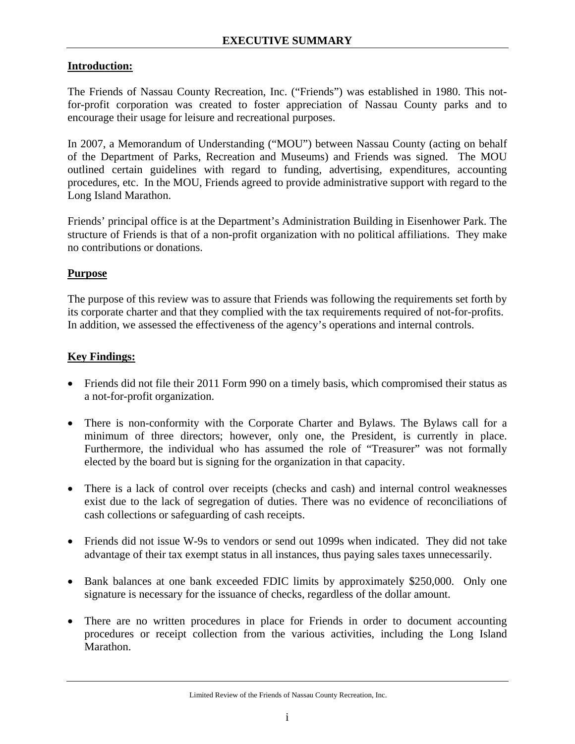# EXECUTIVE SUMMARY

**Introduction:**

The Friends of Nassau County Recreation, Inc. ("Friends") was established in 1980. This not-for-profit corporation was created to foster appreciation of Nassau County parks and to encourage their usage for leisure and recreational purposes.

In 2007, a Memorandum of Understanding ("MOU") between Nassau County (acting on behalf of the Department of Parks, Recreation and Museums) and Friends was signed. The MOU outlined certain guidelines with regard to funding, advertising, expenditures, accounting procedures, etc. In the MOU, Friends agreed to provide administrative support with regard to the Long Island Marathon.

Friends' principal office is at the Department's Administration Building in Eisenhower Park. The structure of Friends is that of a non-profit organization with no political affiliations. They make no contributions or donations.

**Purpose**

The purpose of this review was to assure that Friends was following the requirements set forth by its corporate charter and that they complied with the tax requirements required of not-for-profits. In addition, we assessed the effectiveness of the agency's operations and internal controls.

**Key Findings:**

- Friends did not file their 2011 Form 990 on a timely basis, which compromised their status as a not-for-profit organization.
- There is non-conformity with the Corporate Charter and Bylaws. The Bylaws call for a minimum of three directors; however, only one, the President, is currently in place. Furthermore, the individual who has assumed the role of "Treasurer" was not formally elected by the board but is signing for the organization in that capacity.
- There is a lack of control over receipts (checks and cash) and internal control weaknesses exist due to the lack of segregation of duties. There was no evidence of reconciliations of cash collections or safeguarding of cash receipts.
- Friends did not issue W-9s to vendors or send out 1099s when indicated. They did not take advantage of their tax exempt status in all instances, thus paying sales taxes unnecessarily.
- Bank balances at one bank exceeded FDIC limits by approximately $250,000. Only one signature is necessary for the issuance of checks, regardless of the dollar amount.
- There are no written procedures in place for Friends in order to document accounting procedures or receipt collection from the various activities, including the Long Island Marathon.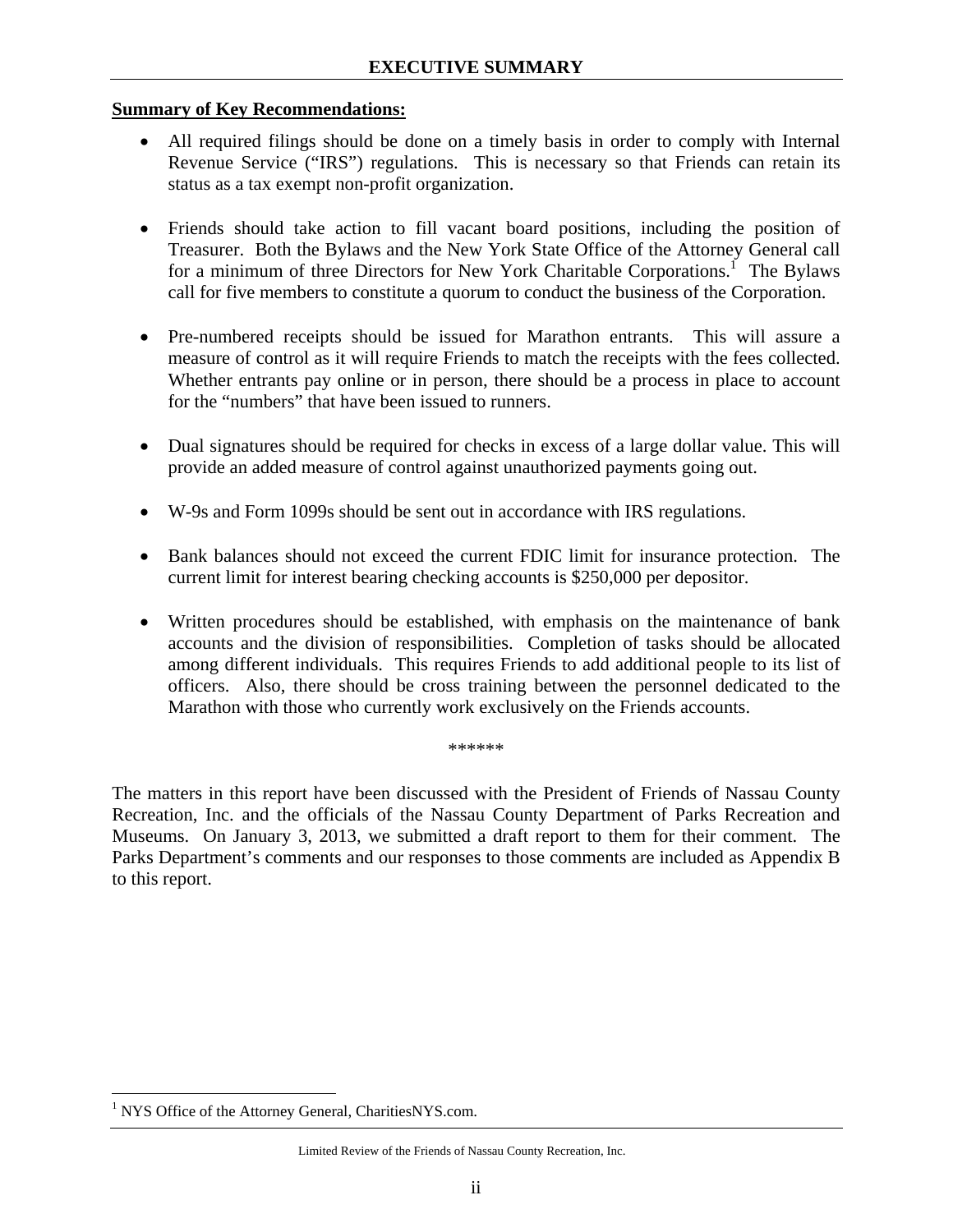## EXECUTIVE SUMMARY

**Summary of Key Recommendations:**

- All required filings should be done on a timely basis in order to comply with Internal Revenue Service ("IRS") regulations. This is necessary so that Friends can retain its status as a tax exempt non-profit organization.

- Friends should take action to fill vacant board positions, including the position of Treasurer. Both the Bylaws and the New York State Office of the Attorney General call for a minimum of three Directors for New York Charitable Corporations.[1] The Bylaws call for five members to constitute a quorum to conduct the business of the Corporation.

- Pre-numbered receipts should be issued for Marathon entrants. This will assure a measure of control as it will require Friends to match the receipts with the fees collected. Whether entrants pay online or in person, there should be a process in place to account for the "numbers" that have been issued to runners.

- Dual signatures should be required for checks in excess of a large dollar value. This will provide an added measure of control against unauthorized payments going out.

- W-9s and Form 1099s should be sent out in accordance with IRS regulations.

- Bank balances should not exceed the current FDIC limit for insurance protection. The current limit for interest bearing checking accounts is $250,000 per depositor.

- Written procedures should be established, with emphasis on the maintenance of bank accounts and the division of responsibilities. Completion of tasks should be allocated among different individuals. This requires Friends to add additional people to its list of officers. Also, there should be cross training between the personnel dedicated to the Marathon with those who currently work exclusively on the Friends accounts.

******

The matters in this report have been discussed with the President of Friends of Nassau County Recreation, Inc. and the officials of the Nassau County Department of Parks Recreation and Museums. On January 3, 2013, we submitted a draft report to them for their comment. The Parks Department's comments and our responses to those comments are included as Appendix B to this report.

[1] NYS Office of the Attorney General, CharitiesNYS.com.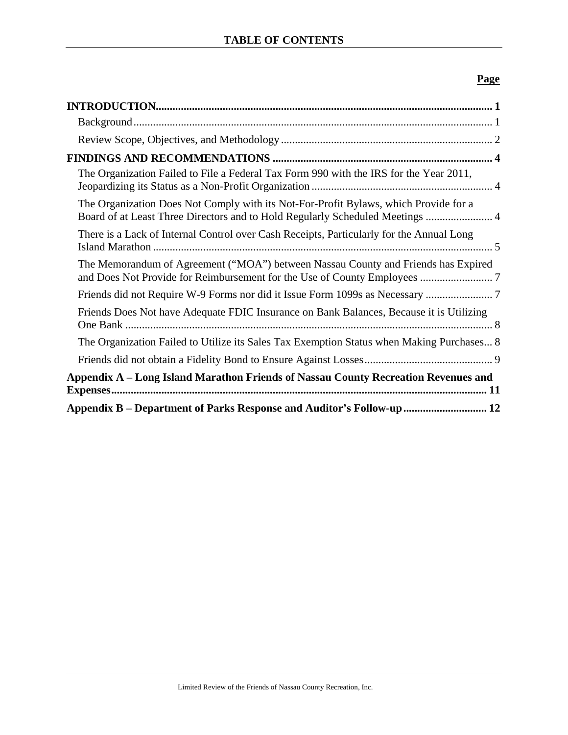## TABLE OF CONTENTS

**Page**

| | |
|---|---|
| **INTRODUCTION** | **1** |
| Background | 1 |
| Review Scope, Objectives, and Methodology | 2 |
| **FINDINGS AND RECOMMENDATIONS** | **4** |
| The Organization Failed to File a Federal Tax Form 990 with the IRS for the Year 2011, Jeopardizing its Status as a Non-Profit Organization | 4 |
| The Organization Does Not Comply with its Not-For-Profit Bylaws, which Provide for a Board of at Least Three Directors and to Hold Regularly Scheduled Meetings | 4 |
| There is a Lack of Internal Control over Cash Receipts, Particularly for the Annual Long Island Marathon | 5 |
| The Memorandum of Agreement ("MOA") between Nassau County and Friends has Expired and Does Not Provide for Reimbursement for the Use of County Employees | 7 |
| Friends did not Require W-9 Forms nor did it Issue Form 1099s as Necessary | 7 |
| Friends Does Not have Adequate FDIC Insurance on Bank Balances, Because it is Utilizing One Bank | 8 |
| The Organization Failed to Utilize its Sales Tax Exemption Status when Making Purchases | 8 |
| Friends did not obtain a Fidelity Bond to Ensure Against Losses | 9 |
| **Appendix A – Long Island Marathon Friends of Nassau County Recreation Revenues and Expenses** | **11** |
| **Appendix B – Department of Parks Response and Auditor's Follow-up** | **12** |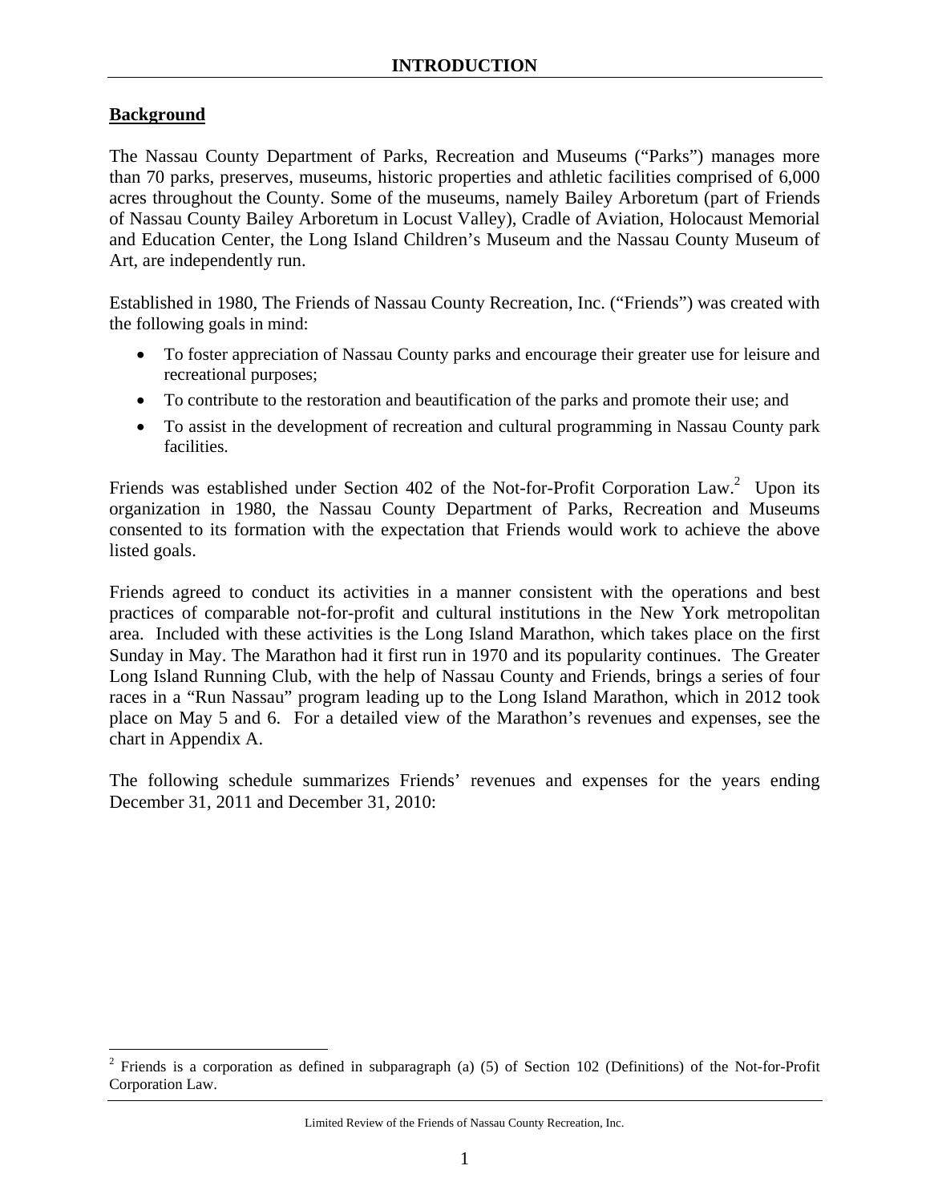# INTRODUCTION

## Background

The Nassau County Department of Parks, Recreation and Museums ("Parks") manages more than 70 parks, preserves, museums, historic properties and athletic facilities comprised of 6,000 acres throughout the County. Some of the museums, namely Bailey Arboretum (part of Friends of Nassau County Bailey Arboretum in Locust Valley), Cradle of Aviation, Holocaust Memorial and Education Center, the Long Island Children's Museum and the Nassau County Museum of Art, are independently run.

Established in 1980, The Friends of Nassau County Recreation, Inc. ("Friends") was created with the following goals in mind:

- To foster appreciation of Nassau County parks and encourage their greater use for leisure and recreational purposes;
- To contribute to the restoration and beautification of the parks and promote their use; and
- To assist in the development of recreation and cultural programming in Nassau County park facilities.

Friends was established under Section 402 of the Not-for-Profit Corporation Law.[2] Upon its organization in 1980, the Nassau County Department of Parks, Recreation and Museums consented to its formation with the expectation that Friends would work to achieve the above listed goals.

Friends agreed to conduct its activities in a manner consistent with the operations and best practices of comparable not-for-profit and cultural institutions in the New York metropolitan area. Included with these activities is the Long Island Marathon, which takes place on the first Sunday in May. The Marathon had it first run in 1970 and its popularity continues. The Greater Long Island Running Club, with the help of Nassau County and Friends, brings a series of four races in a "Run Nassau" program leading up to the Long Island Marathon, which in 2012 took place on May 5 and 6. For a detailed view of the Marathon's revenues and expenses, see the chart in Appendix A.

The following schedule summarizes Friends' revenues and expenses for the years ending December 31, 2011 and December 31, 2010:

---

[2] Friends is a corporation as defined in subparagraph (a) (5) of Section 102 (Definitions) of the Not-for-Profit Corporation Law.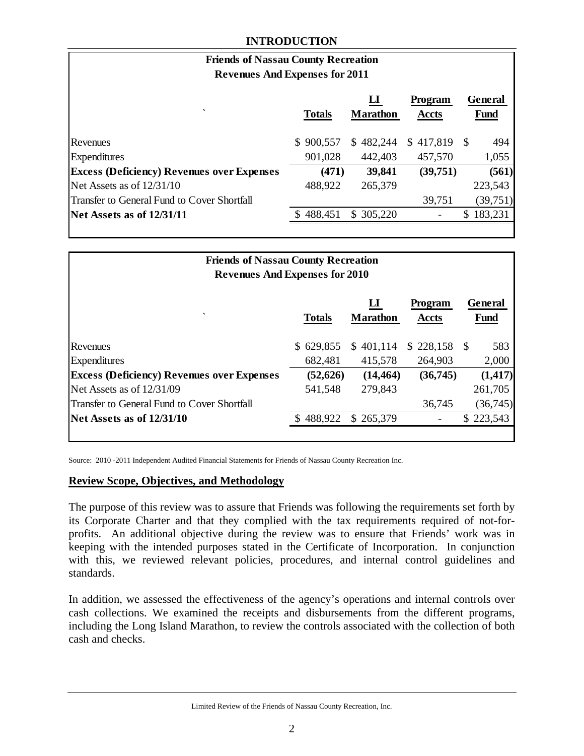## INTRODUCTION

**Friends of Nassau County Recreation**
**Revenues And Expenses for 2011**

| ` | Totals | LI Marathon | Program Accts | General Fund |
|---|---|---|---|---|
| Revenues | $ 900,557 | $ 482,244 | $ 417,819 | $ 494 |
| Expenditures | 901,028 | 442,403 | 457,570 | 1,055 |
| **Excess (Deficiency) Revenues over Expenses** | **(471)** | **39,841** | **(39,751)** | **(561)** |
| Net Assets as of 12/31/10 | 488,922 | 265,379 | | 223,543 |
| Transfer to General Fund to Cover Shortfall | | | 39,751 | (39,751) |
| **Net Assets as of 12/31/11** | $ 488,451 | $ 305,220 | - | $ 183,231 |

**Friends of Nassau County Recreation**
**Revenues And Expenses for 2010**

| ` | Totals | LI Marathon | Program Accts | General Fund |
|---|---|---|---|---|
| Revenues | $ 629,855 | $ 401,114 | $ 228,158 | $ 583 |
| Expenditures | 682,481 | 415,578 | 264,903 | 2,000 |
| **Excess (Deficiency) Revenues over Expenses** | **(52,626)** | **(14,464)** | **(36,745)** | **(1,417)** |
| Net Assets as of 12/31/09 | 541,548 | 279,843 | | 261,705 |
| Transfer to General Fund to Cover Shortfall | | | 36,745 | (36,745) |
| **Net Assets as of 12/31/10** | $ 488,922 | $ 265,379 | - | $ 223,543 |

Source: 2010 -2011 Independent Audited Financial Statements for Friends of Nassau County Recreation Inc.

**Review Scope, Objectives, and Methodology**

The purpose of this review was to assure that Friends was following the requirements set forth by its Corporate Charter and that they complied with the tax requirements required of not-for-profits. An additional objective during the review was to ensure that Friends' work was in keeping with the intended purposes stated in the Certificate of Incorporation. In conjunction with this, we reviewed relevant policies, procedures, and internal control guidelines and standards.

In addition, we assessed the effectiveness of the agency's operations and internal controls over cash collections. We examined the receipts and disbursements from the different programs, including the Long Island Marathon, to review the controls associated with the collection of both cash and checks.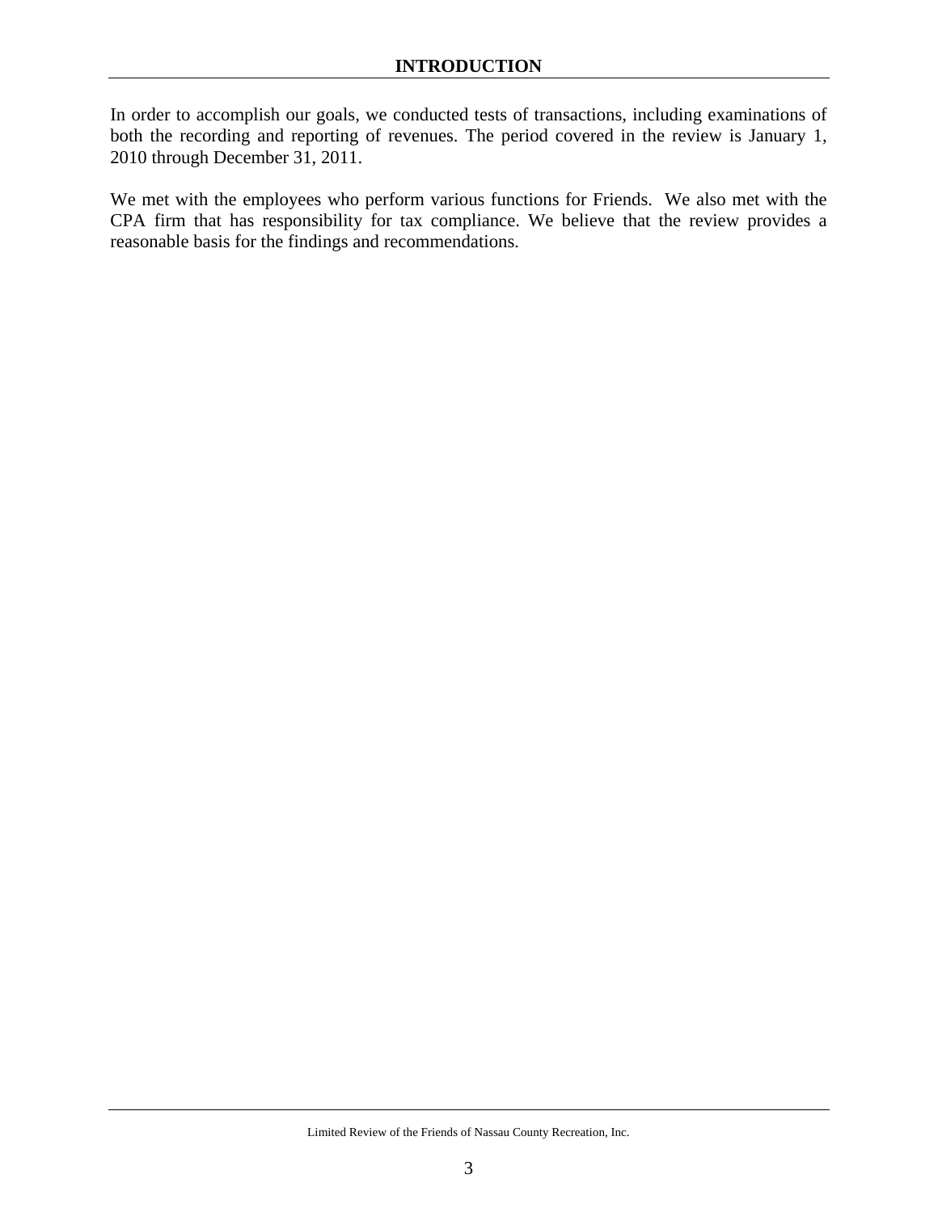## INTRODUCTION

In order to accomplish our goals, we conducted tests of transactions, including examinations of both the recording and reporting of revenues. The period covered in the review is January 1, 2010 through December 31, 2011.

We met with the employees who perform various functions for Friends. We also met with the CPA firm that has responsibility for tax compliance. We believe that the review provides a reasonable basis for the findings and recommendations.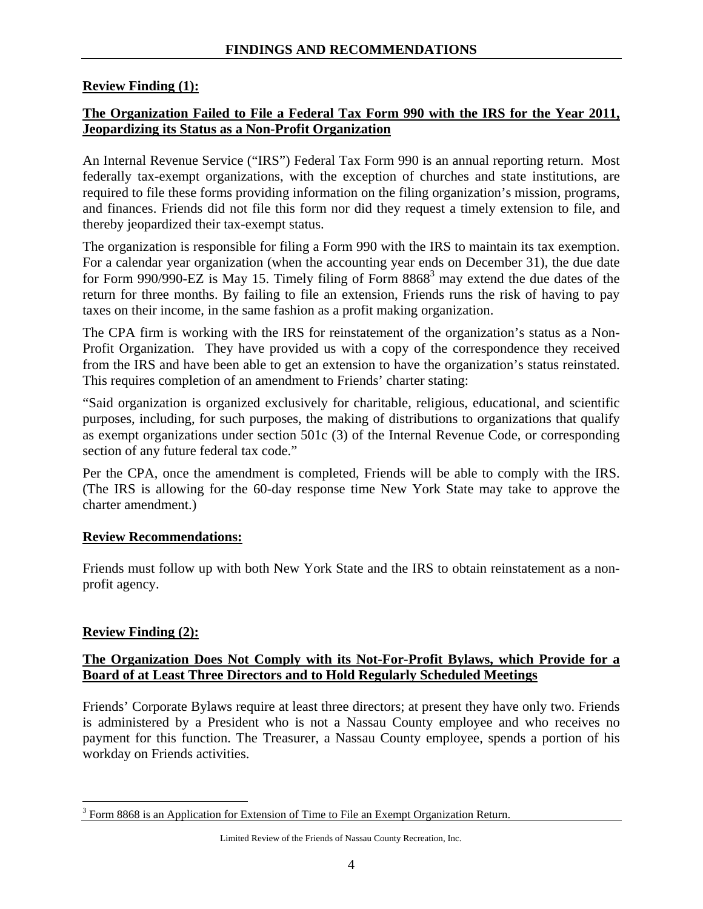## FINDINGS AND RECOMMENDATIONS

**Review Finding (1):**

**The Organization Failed to File a Federal Tax Form 990 with the IRS for the Year 2011, Jeopardizing its Status as a Non-Profit Organization**

An Internal Revenue Service ("IRS") Federal Tax Form 990 is an annual reporting return. Most federally tax-exempt organizations, with the exception of churches and state institutions, are required to file these forms providing information on the filing organization's mission, programs, and finances. Friends did not file this form nor did they request a timely extension to file, and thereby jeopardized their tax-exempt status.

The organization is responsible for filing a Form 990 with the IRS to maintain its tax exemption. For a calendar year organization (when the accounting year ends on December 31), the due date for Form 990/990-EZ is May 15. Timely filing of Form 8868[3] may extend the due dates of the return for three months. By failing to file an extension, Friends runs the risk of having to pay taxes on their income, in the same fashion as a profit making organization.

The CPA firm is working with the IRS for reinstatement of the organization's status as a Non-Profit Organization. They have provided us with a copy of the correspondence they received from the IRS and have been able to get an extension to have the organization's status reinstated. This requires completion of an amendment to Friends' charter stating:

"Said organization is organized exclusively for charitable, religious, educational, and scientific purposes, including, for such purposes, the making of distributions to organizations that qualify as exempt organizations under section 501c (3) of the Internal Revenue Code, or corresponding section of any future federal tax code."

Per the CPA, once the amendment is completed, Friends will be able to comply with the IRS. (The IRS is allowing for the 60-day response time New York State may take to approve the charter amendment.)

**Review Recommendations:**

Friends must follow up with both New York State and the IRS to obtain reinstatement as a non-profit agency.

**Review Finding (2):**

**The Organization Does Not Comply with its Not-For-Profit Bylaws, which Provide for a Board of at Least Three Directors and to Hold Regularly Scheduled Meetings**

Friends' Corporate Bylaws require at least three directors; at present they have only two. Friends is administered by a President who is not a Nassau County employee and who receives no payment for this function. The Treasurer, a Nassau County employee, spends a portion of his workday on Friends activities.

[3] Form 8868 is an Application for Extension of Time to File an Exempt Organization Return.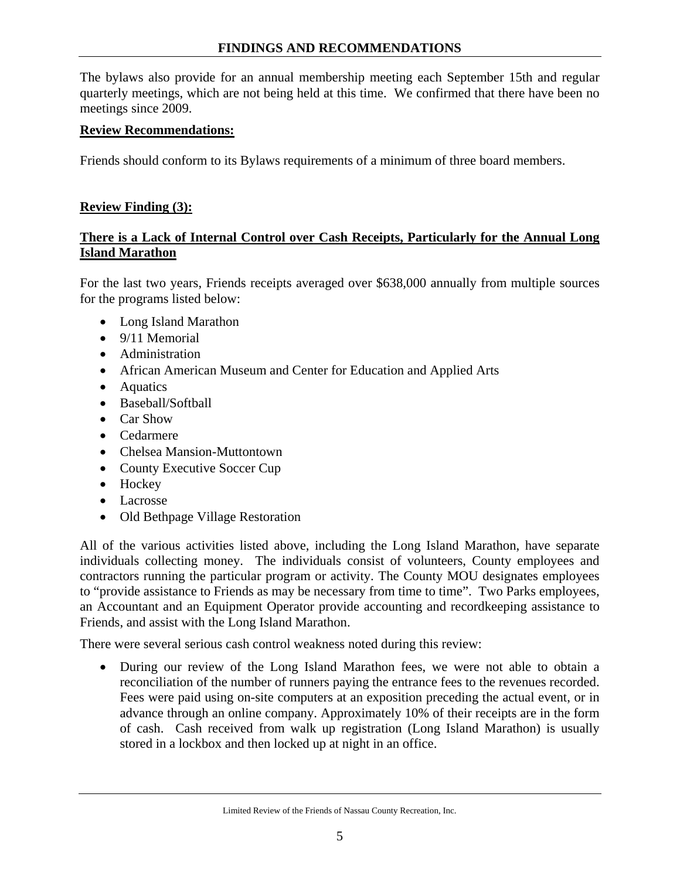The bylaws also provide for an annual membership meeting each September 15th and regular quarterly meetings, which are not being held at this time. We confirmed that there have been no meetings since 2009.

**Review Recommendations:**

Friends should conform to its Bylaws requirements of a minimum of three board members.

**Review Finding (3):**

**There is a Lack of Internal Control over Cash Receipts, Particularly for the Annual Long Island Marathon**

For the last two years, Friends receipts averaged over $638,000 annually from multiple sources for the programs listed below:

- Long Island Marathon
- 9/11 Memorial
- Administration
- African American Museum and Center for Education and Applied Arts
- Aquatics
- Baseball/Softball
- Car Show
- Cedarmere
- Chelsea Mansion-Muttontown
- County Executive Soccer Cup
- Hockey
- Lacrosse
- Old Bethpage Village Restoration

All of the various activities listed above, including the Long Island Marathon, have separate individuals collecting money. The individuals consist of volunteers, County employees and contractors running the particular program or activity. The County MOU designates employees to "provide assistance to Friends as may be necessary from time to time". Two Parks employees, an Accountant and an Equipment Operator provide accounting and recordkeeping assistance to Friends, and assist with the Long Island Marathon.

There were several serious cash control weakness noted during this review:

- During our review of the Long Island Marathon fees, we were not able to obtain a reconciliation of the number of runners paying the entrance fees to the revenues recorded. Fees were paid using on-site computers at an exposition preceding the actual event, or in advance through an online company. Approximately 10% of their receipts are in the form of cash. Cash received from walk up registration (Long Island Marathon) is usually stored in a lockbox and then locked up at night in an office.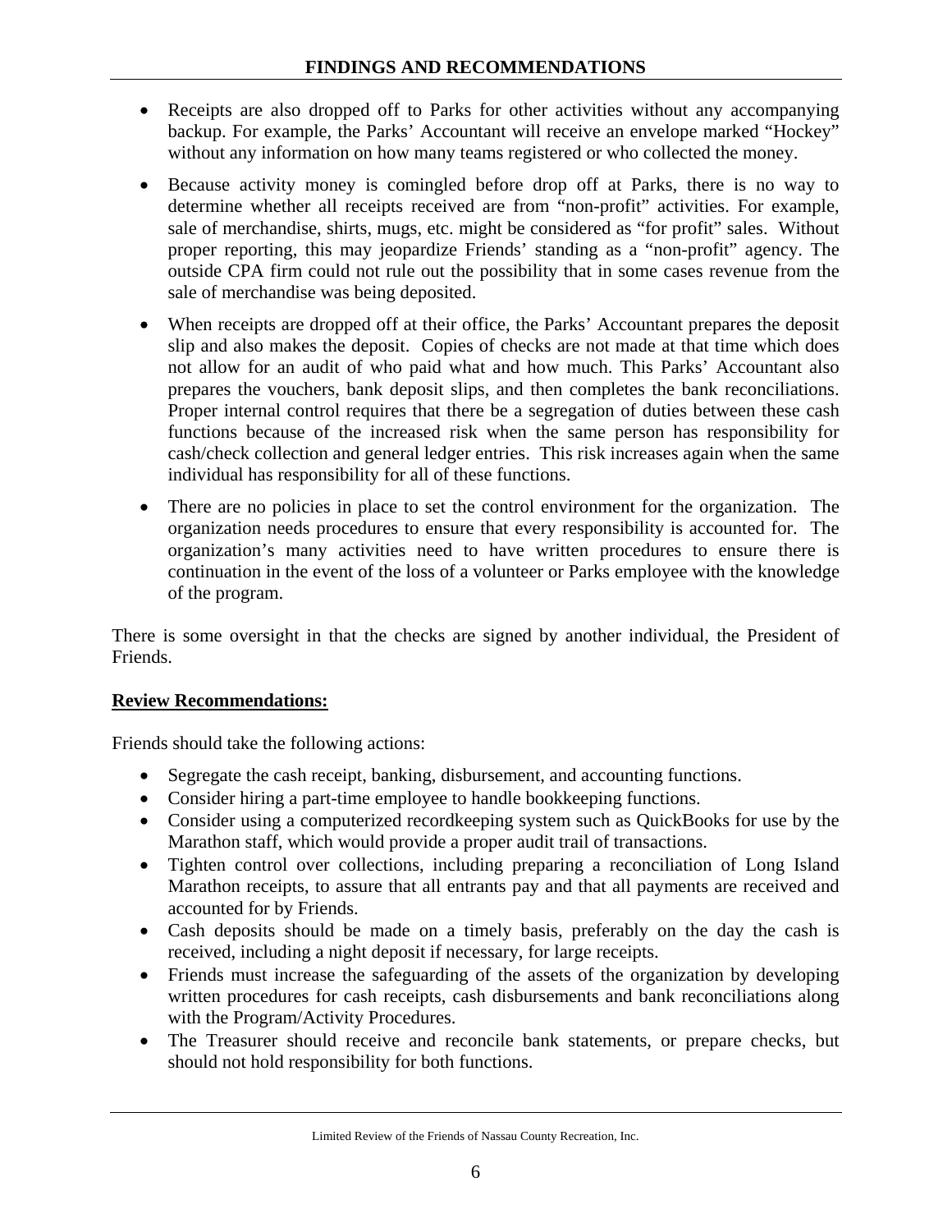- Receipts are also dropped off to Parks for other activities without any accompanying backup. For example, the Parks' Accountant will receive an envelope marked "Hockey" without any information on how many teams registered or who collected the money.
- Because activity money is comingled before drop off at Parks, there is no way to determine whether all receipts received are from "non-profit" activities. For example, sale of merchandise, shirts, mugs, etc. might be considered as "for profit" sales. Without proper reporting, this may jeopardize Friends' standing as a "non-profit" agency. The outside CPA firm could not rule out the possibility that in some cases revenue from the sale of merchandise was being deposited.
- When receipts are dropped off at their office, the Parks' Accountant prepares the deposit slip and also makes the deposit. Copies of checks are not made at that time which does not allow for an audit of who paid what and how much. This Parks' Accountant also prepares the vouchers, bank deposit slips, and then completes the bank reconciliations. Proper internal control requires that there be a segregation of duties between these cash functions because of the increased risk when the same person has responsibility for cash/check collection and general ledger entries. This risk increases again when the same individual has responsibility for all of these functions.
- There are no policies in place to set the control environment for the organization. The organization needs procedures to ensure that every responsibility is accounted for. The organization's many activities need to have written procedures to ensure there is continuation in the event of the loss of a volunteer or Parks employee with the knowledge of the program.

There is some oversight in that the checks are signed by another individual, the President of Friends.

**Review Recommendations:**

Friends should take the following actions:

- Segregate the cash receipt, banking, disbursement, and accounting functions.
- Consider hiring a part-time employee to handle bookkeeping functions.
- Consider using a computerized recordkeeping system such as QuickBooks for use by the Marathon staff, which would provide a proper audit trail of transactions.
- Tighten control over collections, including preparing a reconciliation of Long Island Marathon receipts, to assure that all entrants pay and that all payments are received and accounted for by Friends.
- Cash deposits should be made on a timely basis, preferably on the day the cash is received, including a night deposit if necessary, for large receipts.
- Friends must increase the safeguarding of the assets of the organization by developing written procedures for cash receipts, cash disbursements and bank reconciliations along with the Program/Activity Procedures.
- The Treasurer should receive and reconcile bank statements, or prepare checks, but should not hold responsibility for both functions.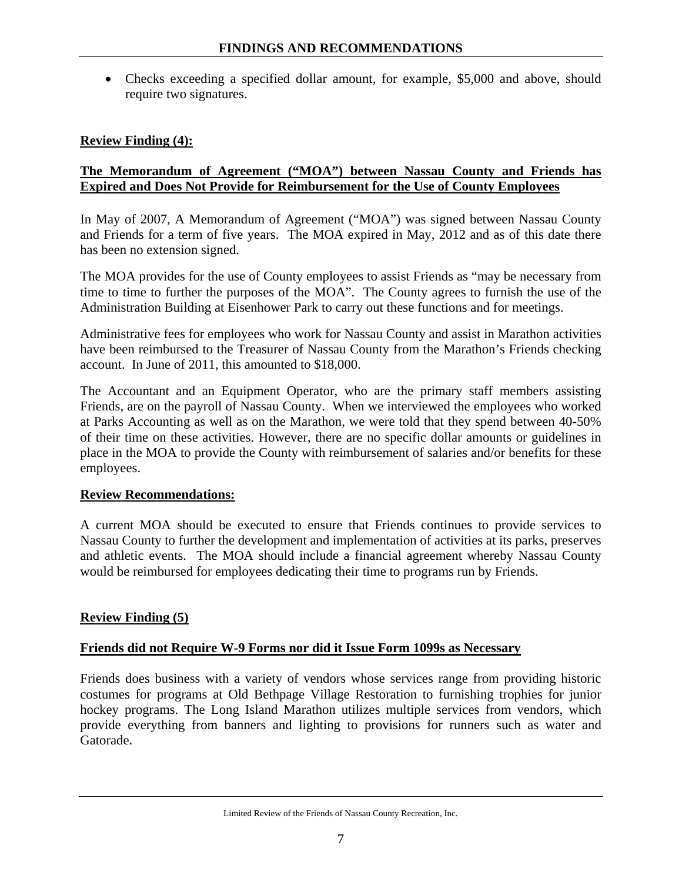- Checks exceeding a specified dollar amount, for example, $5,000 and above, should require two signatures.

**Review Finding (4):**

**The Memorandum of Agreement ("MOA") between Nassau County and Friends has Expired and Does Not Provide for Reimbursement for the Use of County Employees**

In May of 2007, A Memorandum of Agreement ("MOA") was signed between Nassau County and Friends for a term of five years. The MOA expired in May, 2012 and as of this date there has been no extension signed.

The MOA provides for the use of County employees to assist Friends as "may be necessary from time to time to further the purposes of the MOA". The County agrees to furnish the use of the Administration Building at Eisenhower Park to carry out these functions and for meetings.

Administrative fees for employees who work for Nassau County and assist in Marathon activities have been reimbursed to the Treasurer of Nassau County from the Marathon's Friends checking account. In June of 2011, this amounted to $18,000.

The Accountant and an Equipment Operator, who are the primary staff members assisting Friends, are on the payroll of Nassau County. When we interviewed the employees who worked at Parks Accounting as well as on the Marathon, we were told that they spend between 40-50% of their time on these activities. However, there are no specific dollar amounts or guidelines in place in the MOA to provide the County with reimbursement of salaries and/or benefits for these employees.

**Review Recommendations:**

A current MOA should be executed to ensure that Friends continues to provide services to Nassau County to further the development and implementation of activities at its parks, preserves and athletic events. The MOA should include a financial agreement whereby Nassau County would be reimbursed for employees dedicating their time to programs run by Friends.

**Review Finding (5)**

**Friends did not Require W-9 Forms nor did it Issue Form 1099s as Necessary**

Friends does business with a variety of vendors whose services range from providing historic costumes for programs at Old Bethpage Village Restoration to furnishing trophies for junior hockey programs. The Long Island Marathon utilizes multiple services from vendors, which provide everything from banners and lighting to provisions for runners such as water and Gatorade.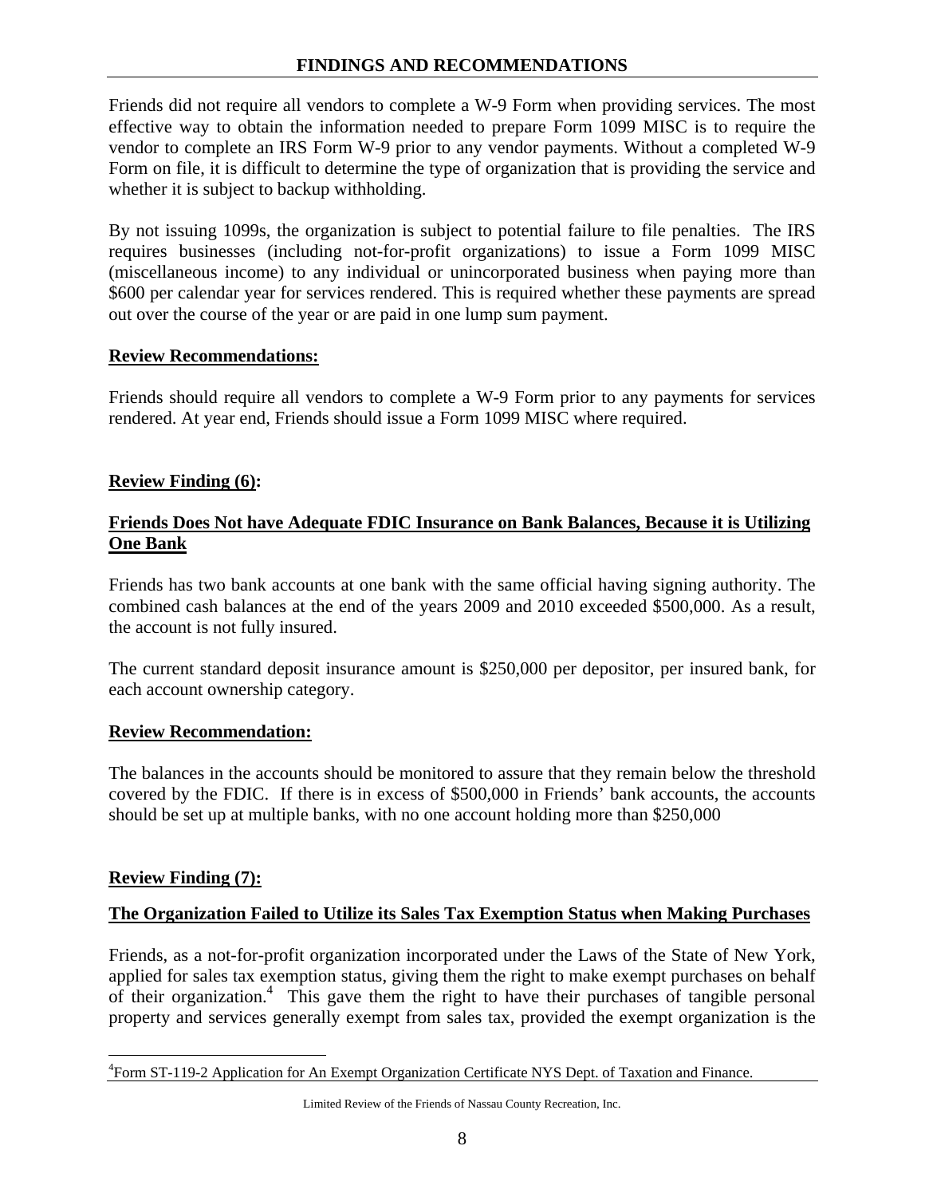## FINDINGS AND RECOMMENDATIONS

Friends did not require all vendors to complete a W-9 Form when providing services. The most effective way to obtain the information needed to prepare Form 1099 MISC is to require the vendor to complete an IRS Form W-9 prior to any vendor payments. Without a completed W-9 Form on file, it is difficult to determine the type of organization that is providing the service and whether it is subject to backup withholding.

By not issuing 1099s, the organization is subject to potential failure to file penalties. The IRS requires businesses (including not-for-profit organizations) to issue a Form 1099 MISC (miscellaneous income) to any individual or unincorporated business when paying more than \$600 per calendar year for services rendered. This is required whether these payments are spread out over the course of the year or are paid in one lump sum payment.

**Review Recommendations:**

Friends should require all vendors to complete a W-9 Form prior to any payments for services rendered. At year end, Friends should issue a Form 1099 MISC where required.

**Review Finding (6):**

**Friends Does Not have Adequate FDIC Insurance on Bank Balances, Because it is Utilizing One Bank**

Friends has two bank accounts at one bank with the same official having signing authority. The combined cash balances at the end of the years 2009 and 2010 exceeded \$500,000. As a result, the account is not fully insured.

The current standard deposit insurance amount is \$250,000 per depositor, per insured bank, for each account ownership category.

**Review Recommendation:**

The balances in the accounts should be monitored to assure that they remain below the threshold covered by the FDIC. If there is in excess of \$500,000 in Friends' bank accounts, the accounts should be set up at multiple banks, with no one account holding more than \$250,000

**Review Finding (7):**

**The Organization Failed to Utilize its Sales Tax Exemption Status when Making Purchases**

Friends, as a not-for-profit organization incorporated under the Laws of the State of New York, applied for sales tax exemption status, giving them the right to make exempt purchases on behalf of their organization.[4] This gave them the right to have their purchases of tangible personal property and services generally exempt from sales tax, provided the exempt organization is the

[4] Form ST-119-2 Application for An Exempt Organization Certificate NYS Dept. of Taxation and Finance.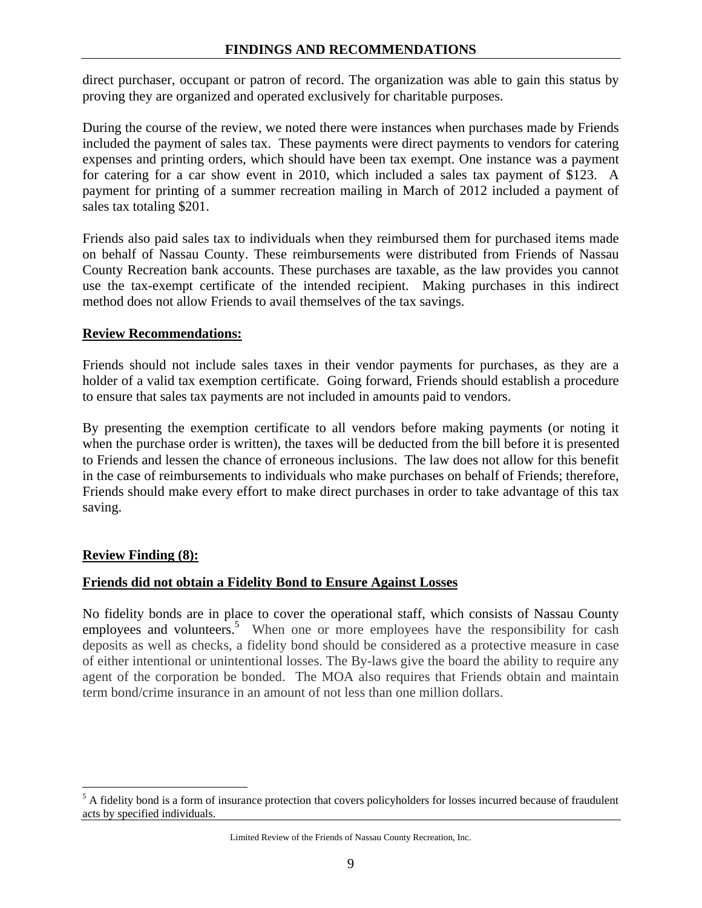direct purchaser, occupant or patron of record. The organization was able to gain this status by proving they are organized and operated exclusively for charitable purposes.

During the course of the review, we noted there were instances when purchases made by Friends included the payment of sales tax. These payments were direct payments to vendors for catering expenses and printing orders, which should have been tax exempt. One instance was a payment for catering for a car show event in 2010, which included a sales tax payment of $123. A payment for printing of a summer recreation mailing in March of 2012 included a payment of sales tax totaling $201.

Friends also paid sales tax to individuals when they reimbursed them for purchased items made on behalf of Nassau County. These reimbursements were distributed from Friends of Nassau County Recreation bank accounts. These purchases are taxable, as the law provides you cannot use the tax-exempt certificate of the intended recipient. Making purchases in this indirect method does not allow Friends to avail themselves of the tax savings.

**Review Recommendations:**

Friends should not include sales taxes in their vendor payments for purchases, as they are a holder of a valid tax exemption certificate. Going forward, Friends should establish a procedure to ensure that sales tax payments are not included in amounts paid to vendors.

By presenting the exemption certificate to all vendors before making payments (or noting it when the purchase order is written), the taxes will be deducted from the bill before it is presented to Friends and lessen the chance of erroneous inclusions. The law does not allow for this benefit in the case of reimbursements to individuals who make purchases on behalf of Friends; therefore, Friends should make every effort to make direct purchases in order to take advantage of this tax saving.

**Review Finding (8):**

**Friends did not obtain a Fidelity Bond to Ensure Against Losses**

No fidelity bonds are in place to cover the operational staff, which consists of Nassau County employees and volunteers.[5] When one or more employees have the responsibility for cash deposits as well as checks, a fidelity bond should be considered as a protective measure in case of either intentional or unintentional losses. The By-laws give the board the ability to require any agent of the corporation be bonded. The MOA also requires that Friends obtain and maintain term bond/crime insurance in an amount of not less than one million dollars.

[5] A fidelity bond is a form of insurance protection that covers policyholders for losses incurred because of fraudulent acts by specified individuals.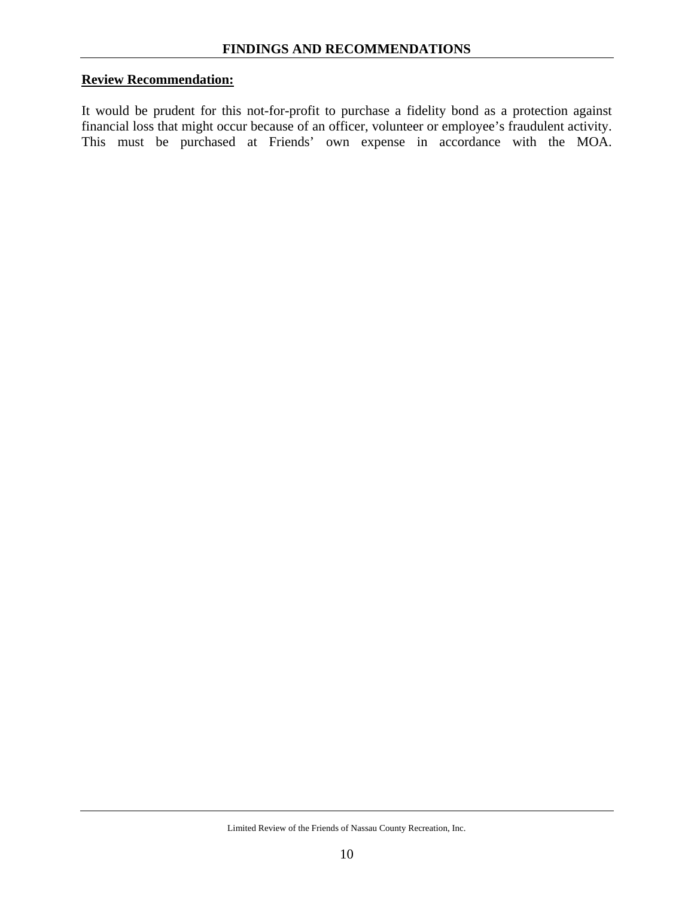**Review Recommendation:**

It would be prudent for this not-for-profit to purchase a fidelity bond as a protection against financial loss that might occur because of an officer, volunteer or employee's fraudulent activity. This must be purchased at Friends' own expense in accordance with the MOA.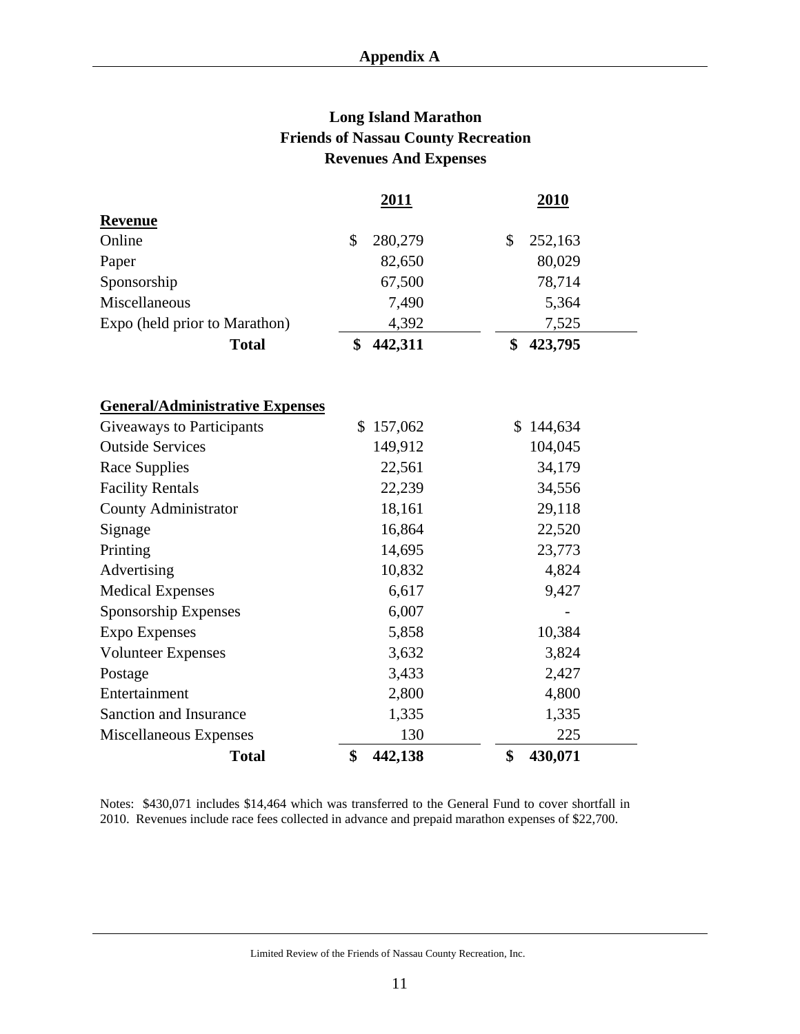## Appendix A

### Long Island Marathon
### Friends of Nassau County Recreation
### Revenues And Expenses

| | 2011 | 2010 |
|---|---|---|
| **Revenue** | | |
| Online | $ 280,279 | $ 252,163 |
| Paper | 82,650 | 80,029 |
| Sponsorship | 67,500 | 78,714 |
| Miscellaneous | 7,490 | 5,364 |
| Expo (held prior to Marathon) | 4,392 | 7,525 |
| **Total** | **$ 442,311** | **$ 423,795** |
| | | |
| **General/Administrative Expenses** | | |
| Giveaways to Participants | $ 157,062 | $ 144,634 |
| Outside Services | 149,912 | 104,045 |
| Race Supplies | 22,561 | 34,179 |
| Facility Rentals | 22,239 | 34,556 |
| County Administrator | 18,161 | 29,118 |
| Signage | 16,864 | 22,520 |
| Printing | 14,695 | 23,773 |
| Advertising | 10,832 | 4,824 |
| Medical Expenses | 6,617 | 9,427 |
| Sponsorship Expenses | 6,007 | - |
| Expo Expenses | 5,858 | 10,384 |
| Volunteer Expenses | 3,632 | 3,824 |
| Postage | 3,433 | 2,427 |
| Entertainment | 2,800 | 4,800 |
| Sanction and Insurance | 1,335 | 1,335 |
| Miscellaneous Expenses | 130 | 225 |
| **Total** | **$ 442,138** | **$ 430,071** |

Notes: $430,071 includes $14,464 which was transferred to the General Fund to cover shortfall in 2010. Revenues include race fees collected in advance and prepaid marathon expenses of $22,700.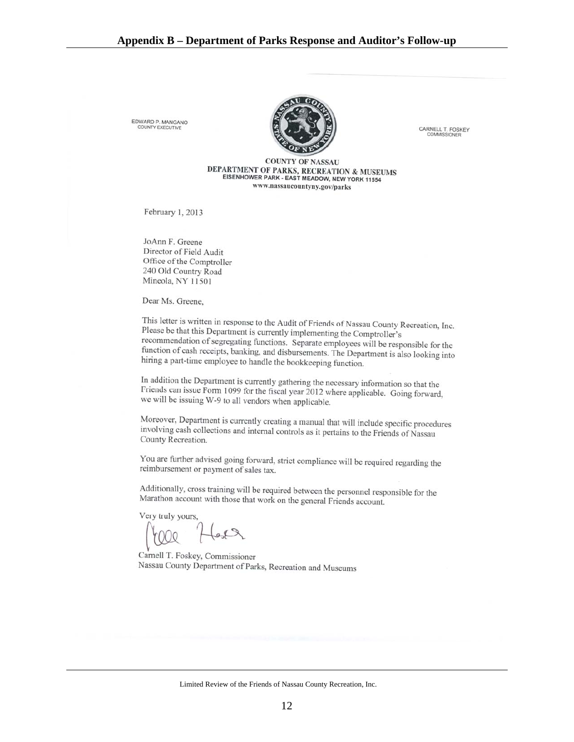## Appendix B – Department of Parks Response and Auditor's Follow-up

EDWARD P. MANGANO
COUNTY EXECUTIVE

CARNELL T. FOSKEY
COMMISSIONER

**COUNTY OF NASSAU**
**DEPARTMENT OF PARKS, RECREATION & MUSEUMS**
EISENHOWER PARK - EAST MEADOW, NEW YORK 11554
www.nassaucountyny.gov/parks

February 1, 2013

JoAnn F. Greene
Director of Field Audit
Office of the Comptroller
240 Old Country Road
Mineola, NY 11501

Dear Ms. Greene,

This letter is written in response to the Audit of Friends of Nassau County Recreation, Inc. Please be that this Department is currently implementing the Comptroller's recommendation of segregating functions. Separate employees will be responsible for the function of cash receipts, banking, and disbursements. The Department is also looking into hiring a part-time employee to handle the bookkeeping function.

In addition the Department is currently gathering the necessary information so that the Friends can issue Form 1099 for the fiscal year 2012 where applicable. Going forward, we will be issuing W-9 to all vendors when applicable.

Moreover, Department is currently creating a manual that will include specific procedures involving cash collections and internal controls as it pertains to the Friends of Nassau County Recreation.

You are further advised going forward, strict compliance will be required regarding the reimbursement or payment of sales tax.

Additionally, cross training will be required between the personnel responsible for the Marathon account with those that work on the general Friends account.

Very truly yours,

Carnell T. Foskey, Commissioner
Nassau County Department of Parks, Recreation and Museums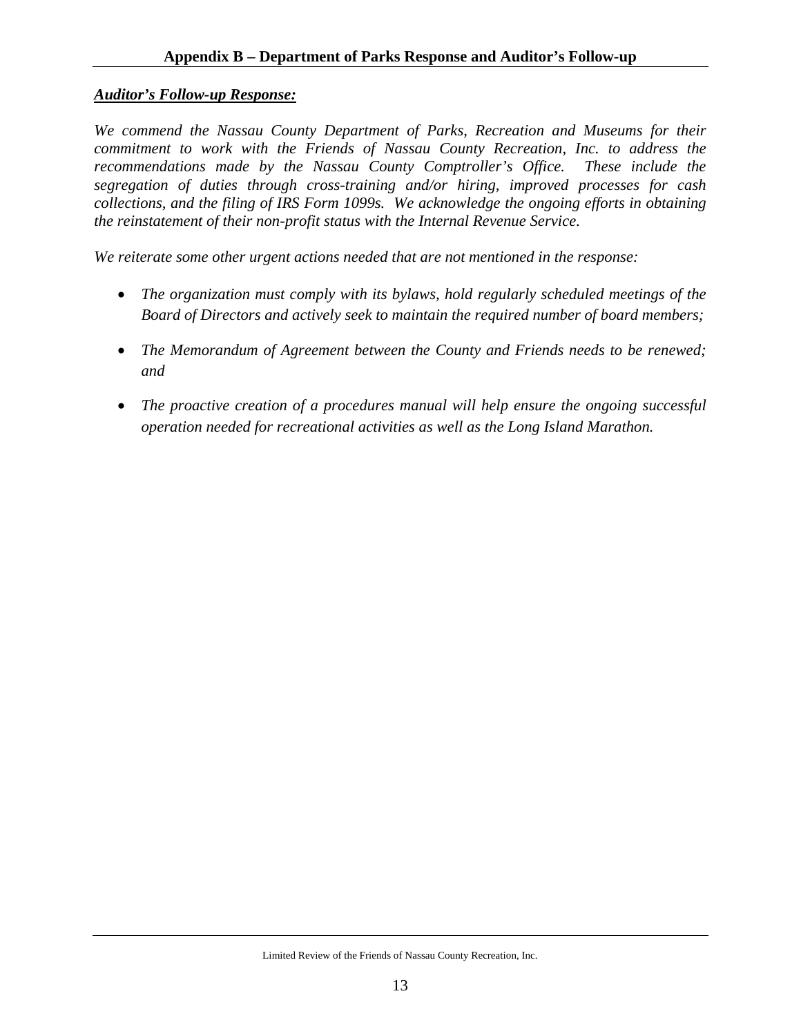## Appendix B – Department of Parks Response and Auditor's Follow-up

***Auditor's Follow-up Response:***

*We commend the Nassau County Department of Parks, Recreation and Museums for their commitment to work with the Friends of Nassau County Recreation, Inc. to address the recommendations made by the Nassau County Comptroller's Office. These include the segregation of duties through cross-training and/or hiring, improved processes for cash collections, and the filing of IRS Form 1099s. We acknowledge the ongoing efforts in obtaining the reinstatement of their non-profit status with the Internal Revenue Service.*

*We reiterate some other urgent actions needed that are not mentioned in the response:*

- *The organization must comply with its bylaws, hold regularly scheduled meetings of the Board of Directors and actively seek to maintain the required number of board members;*
- *The Memorandum of Agreement between the County and Friends needs to be renewed; and*
- *The proactive creation of a procedures manual will help ensure the ongoing successful operation needed for recreational activities as well as the Long Island Marathon.*